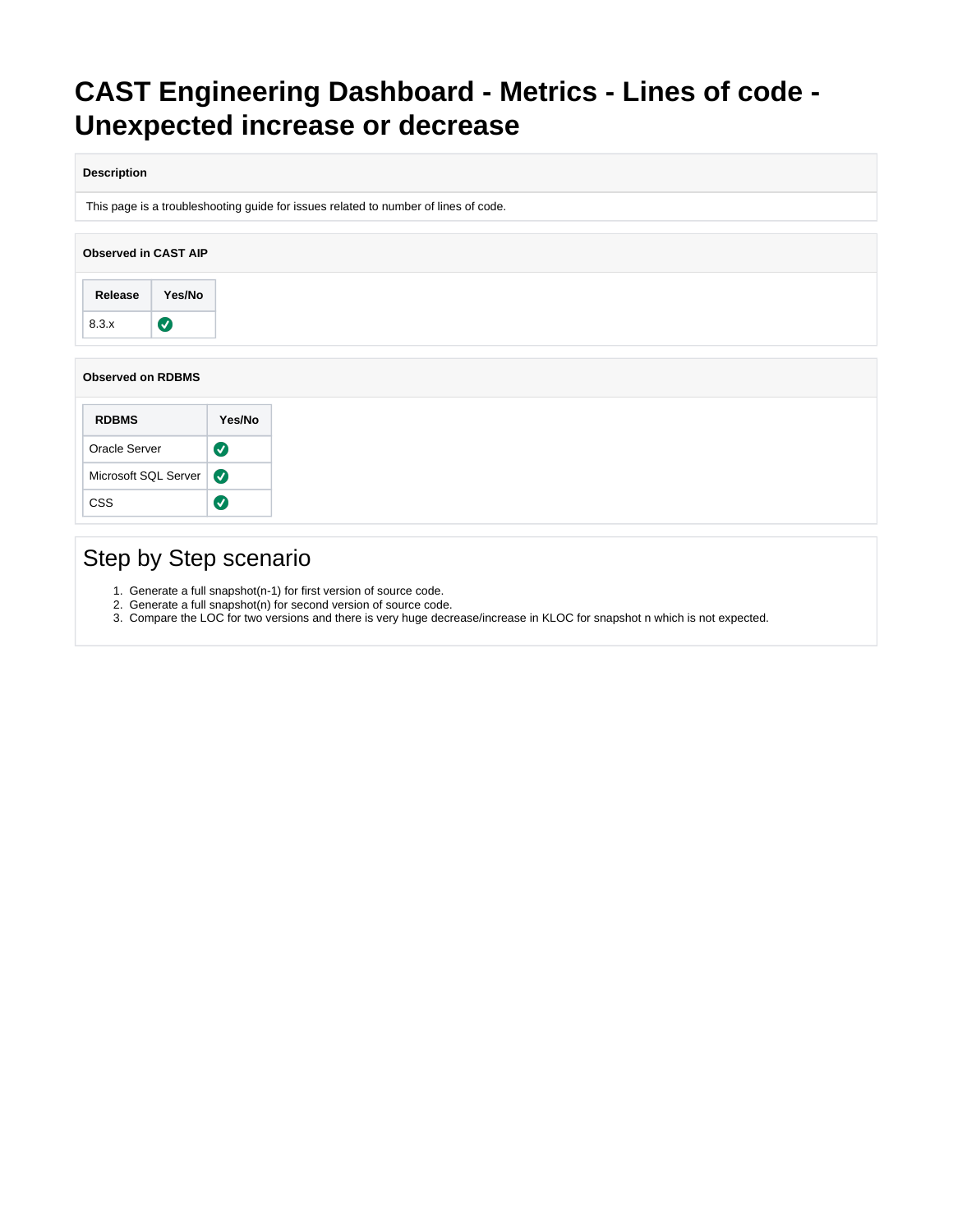# CAST Engineering Dashboard - Metrics - Lines of code - Unexpected increase or decrease

**Description**

This page is a troubleshooting guide for issues related to number of lines of code.

**Observed in CAST AIP**

| Release | Yes/No |
|---|---|
| 8.3.x | ✅ |

**Observed on RDBMS**

| RDBMS | Yes/No |
|---|---|
| Oracle Server | ✅ |
| Microsoft SQL Server | ✅ |
| CSS | ✅ |

## Step by Step scenario

1. Generate a full snapshot(n-1) for first version of source code.
2. Generate a full snapshot(n) for second version of source code.
3. Compare the LOC for two versions and there is very huge decrease/increase in KLOC for snapshot n which is not expected.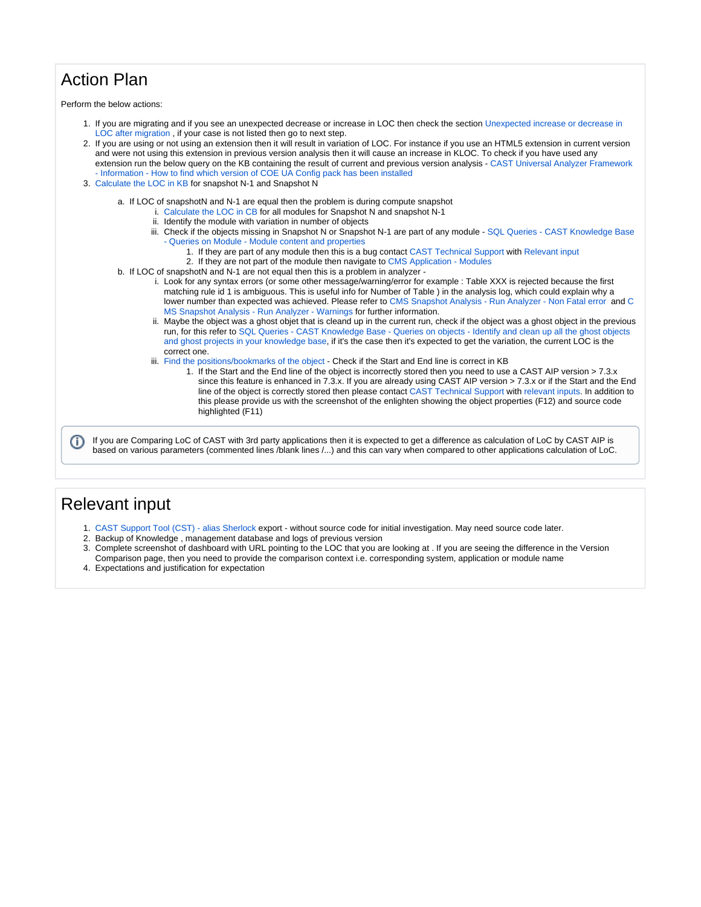## Action Plan

Perform the below actions:

1. If you are migrating and if you see an unexpected decrease or increase in LOC then check the section Unexpected increase or decrease in LOC after migration , if your case is not listed then go to next step.
2. If you are using or not using an extension then it will result in variation of LOC. For instance if you use an HTML5 extension in current version and were not using this extension in previous version analysis then it will cause an increase in KLOC. To check if you have used any extension run the below query on the KB containing the result of current and previous version analysis - CAST Universal Analyzer Framework - Information - How to find which version of COE UA Config pack has been installed
3. Calculate the LOC in KB for snapshot N-1 and Snapshot N
    a. If LOC of snapshotN and N-1 are equal then the problem is during compute snapshot
        i. Calculate the LOC in CB for all modules for Snapshot N and snapshot N-1
        ii. Identify the module with variation in number of objects
        iii. Check if the objects missing in Snapshot N or Snapshot N-1 are part of any module - SQL Queries - CAST Knowledge Base - Queries on Module - Module content and properties
            1. If they are part of any module then this is a bug contact CAST Technical Support with Relevant input
            2. If they are not part of the module then navigate to CMS Application - Modules
    b. If LOC of snapshotN and N-1 are not equal then this is a problem in analyzer -
        i. Look for any syntax errors (or some other message/warning/error for example : Table XXX is rejected because the first matching rule id 1 is ambiguous. This is useful info for Number of Table ) in the analysis log, which could explain why a lower number than expected was achieved. Please refer to CMS Snapshot Analysis - Run Analyzer - Non Fatal error and CMS Snapshot Analysis - Run Analyzer - Warnings for further information.
        ii. Maybe the object was a ghost objet that is cleand up in the current run, check if the object was a ghost object in the previous run, for this refer to SQL Queries - CAST Knowledge Base - Queries on objects - Identify and clean up all the ghost objects and ghost projects in your knowledge base, if it's the case then it's expected to get the variation, the current LOC is the correct one.
        iii. Find the positions/bookmarks of the object - Check if the Start and End line is correct in KB
            1. If the Start and the End line of the object is incorrectly stored then you need to use a CAST AIP version > 7.3.x since this feature is enhanced in 7.3.x. If you are already using CAST AIP version > 7.3.x or if the Start and the End line of the object is correctly stored then please contact CAST Technical Support with relevant inputs. In addition to this please provide us with the screenshot of the enlighten showing the object properties (F12) and source code highlighted (F11)

> ⓘ If you are Comparing LoC of CAST with 3rd party applications then it is expected to get a difference as calculation of LoC by CAST AIP is based on various parameters (commented lines /blank lines /...) and this can vary when compared to other applications calculation of LoC.

## Relevant input

1. CAST Support Tool (CST) - alias Sherlock export - without source code for initial investigation. May need source code later.
2. Backup of Knowledge , management database and logs of previous version
3. Complete screenshot of dashboard with URL pointing to the LOC that you are looking at . If you are seeing the difference in the Version Comparison page, then you need to provide the comparison context i.e. corresponding system, application or module name
4. Expectations and justification for expectation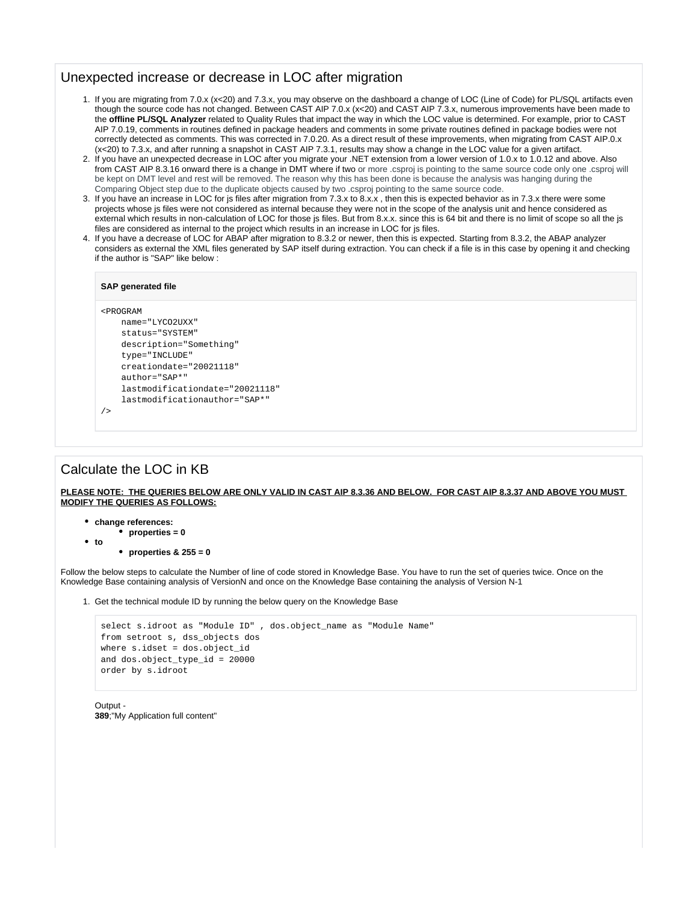## Unexpected increase or decrease in LOC after migration

1. If you are migrating from 7.0.x (x<20) and 7.3.x, you may observe on the dashboard a change of LOC (Line of Code) for PL/SQL artifacts even though the source code has not changed. Between CAST AIP 7.0.x (x<20) and CAST AIP 7.3.x, numerous improvements have been made to the **offline PL/SQL Analyzer** related to Quality Rules that impact the way in which the LOC value is determined. For example, prior to CAST AIP 7.0.19, comments in routines defined in package headers and comments in some private routines defined in package bodies were not correctly detected as comments. This was corrected in 7.0.20. As a direct result of these improvements, when migrating from CAST AIP.0.x (x<20) to 7.3.x, and after running a snapshot in CAST AIP 7.3.1, results may show a change in the LOC value for a given artifact.
2. If you have an unexpected decrease in LOC after you migrate your .NET extension from a lower version of 1.0.x to 1.0.12 and above. Also from CAST AIP 8.3.16 onward there is a change in DMT where if two or more .csproj is pointing to the same source code only one .csproj will be kept on DMT level and rest will be removed. The reason why this has been done is because the analysis was hanging during the Comparing Object step due to the duplicate objects caused by two .csproj pointing to the same source code.
3. If you have an increase in LOC for js files after migration from 7.3.x to 8.x.x , then this is expected behavior as in 7.3.x there were some projects whose js files were not considered as internal because they were not in the scope of the analysis unit and hence considered as external which results in non-calculation of LOC for those js files. But from 8.x.x. since this is 64 bit and there is no limit of scope so all the js files are considered as internal to the project which results in an increase in LOC for js files.
4. If you have a decrease of LOC for ABAP after migration to 8.3.2 or newer, then this is expected. Starting from 8.3.2, the ABAP analyzer considers as external the XML files generated by SAP itself during extraction. You can check if a file is in this case by opening it and checking if the author is "SAP" like below :

**SAP generated file**

```
<PROGRAM
    name="LYCO2UXX"
    status="SYSTEM"
    description="Something"
    type="INCLUDE"
    creationdate="20021118"
    author="SAP*"
    lastmodificationdate="20021118"
    lastmodificationauthor="SAP*"
/>
```

## Calculate the LOC in KB

**PLEASE NOTE: THE QUERIES BELOW ARE ONLY VALID IN CAST AIP 8.3.36 AND BELOW. FOR CAST AIP 8.3.37 AND ABOVE YOU MUST MODIFY THE QUERIES AS FOLLOWS:**

- **change references:**
  - **properties = 0**
- **to**
  - **properties & 255 = 0**

Follow the below steps to calculate the Number of line of code stored in Knowledge Base. You have to run the set of queries twice. Once on the Knowledge Base containing analysis of VersionN and once on the Knowledge Base containing the analysis of Version N-1

1. Get the technical module ID by running the below query on the Knowledge Base

```
select s.idroot as "Module ID" , dos.object_name as "Module Name"
from setroot s, dss_objects dos
where s.idset = dos.object_id
and dos.object_type_id = 20000
order by s.idroot
```

Output -
**389**;"My Application full content"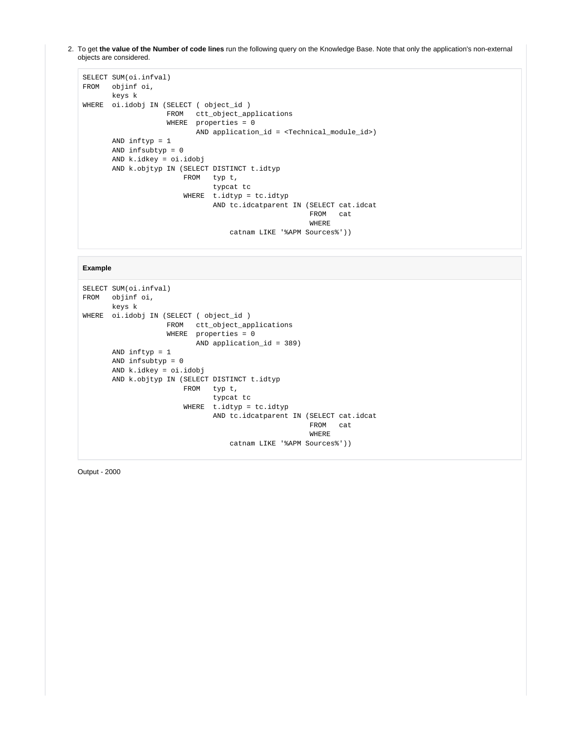2. To get **the value of the Number of code lines** run the following query on the Knowledge Base. Note that only the application's non-external objects are considered.

```
SELECT SUM(oi.infval)
FROM   objinf oi,
       keys k
WHERE  oi.idobj IN (SELECT ( object_id )
                    FROM   ctt_object_applications
                    WHERE  properties = 0
                           AND application_id = <Technical_module_id>)
       AND inftyp = 1
       AND infsubtyp = 0
       AND k.idkey = oi.idobj
       AND k.objtyp IN (SELECT DISTINCT t.idtyp
                        FROM   typ t,
                               typcat tc
                        WHERE  t.idtyp = tc.idtyp
                               AND tc.idcatparent IN (SELECT cat.idcat
                                                      FROM   cat
                                                      WHERE
                                   catnam LIKE '%APM Sources%'))
```

**Example**

```
SELECT SUM(oi.infval)
FROM   objinf oi,
       keys k
WHERE  oi.idobj IN (SELECT ( object_id )
                    FROM   ctt_object_applications
                    WHERE  properties = 0
                           AND application_id = 389)
       AND inftyp = 1
       AND infsubtyp = 0
       AND k.idkey = oi.idobj
       AND k.objtyp IN (SELECT DISTINCT t.idtyp
                        FROM   typ t,
                               typcat tc
                        WHERE  t.idtyp = tc.idtyp
                               AND tc.idcatparent IN (SELECT cat.idcat
                                                      FROM   cat
                                                      WHERE
                                   catnam LIKE '%APM Sources%'))
```

Output - 2000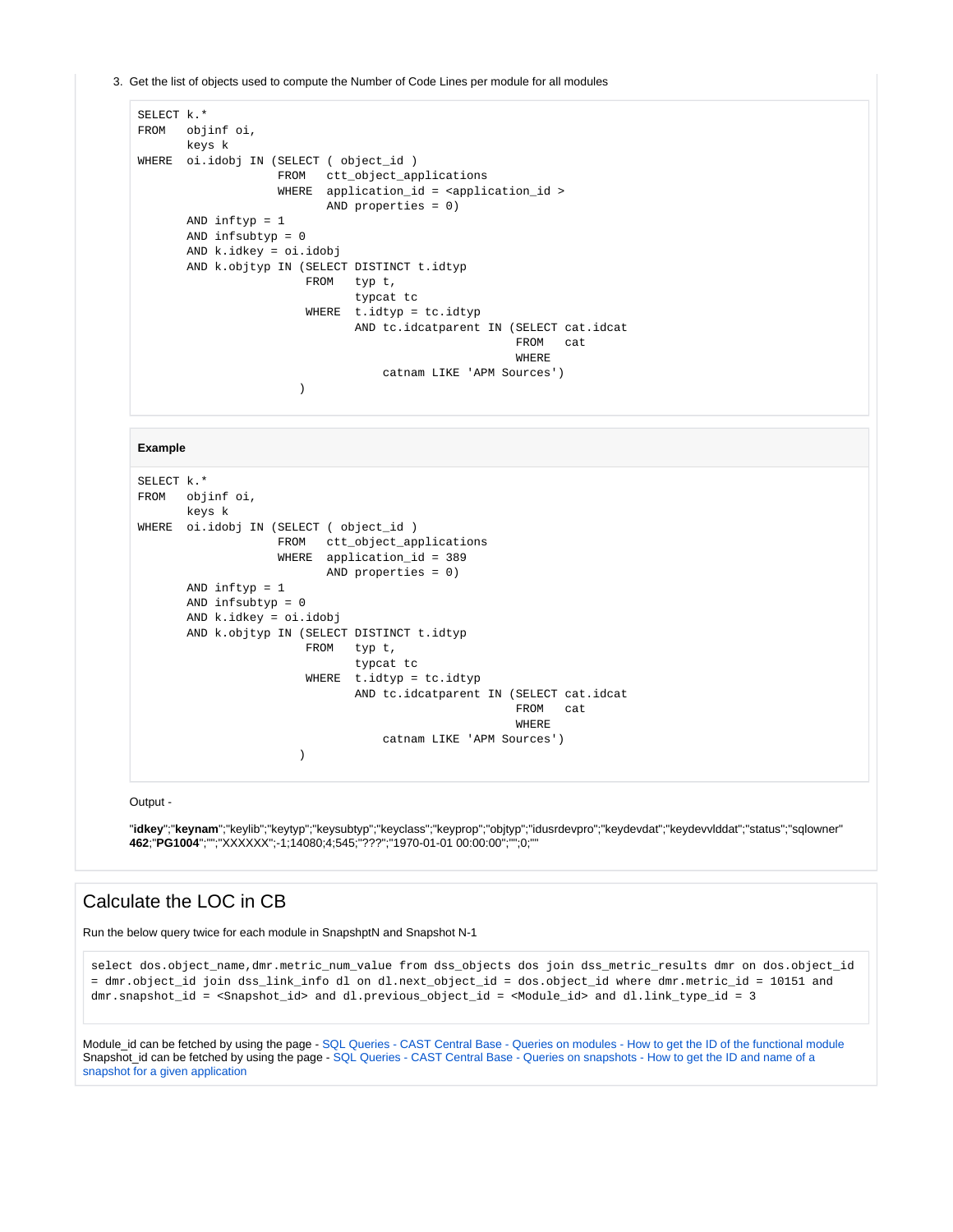3. Get the list of objects used to compute the Number of Code Lines per module for all modules

```
SELECT k.*
FROM   objinf oi,
       keys k
WHERE  oi.idobj IN (SELECT ( object_id )
                    FROM   ctt_object_applications
                    WHERE  application_id = <application_id >
                           AND properties = 0)
       AND inftyp = 1
       AND infsubtyp = 0
       AND k.idkey = oi.idobj
       AND k.objtyp IN (SELECT DISTINCT t.idtyp
                        FROM   typ t,
                               typcat tc
                        WHERE  t.idtyp = tc.idtyp
                               AND tc.idcatparent IN (SELECT cat.idcat
                                                      FROM   cat
                                                      WHERE
                                   catnam LIKE 'APM Sources')
                       )
```

**Example**

```
SELECT k.*
FROM   objinf oi,
       keys k
WHERE  oi.idobj IN (SELECT ( object_id )
                    FROM   ctt_object_applications
                    WHERE  application_id = 389
                           AND properties = 0)
       AND inftyp = 1
       AND infsubtyp = 0
       AND k.idkey = oi.idobj
       AND k.objtyp IN (SELECT DISTINCT t.idtyp
                        FROM   typ t,
                               typcat tc
                        WHERE  t.idtyp = tc.idtyp
                               AND tc.idcatparent IN (SELECT cat.idcat
                                                      FROM   cat
                                                      WHERE
                                   catnam LIKE 'APM Sources')
                       )
```

Output -

"**idkey**";"**keynam**";"keylib";"keytyp";"keysubtyp";"keyclass";"keyprop";"objtyp";"idusrdevpro";"keydevdat";"keydevvlddat";"status";"sqlowner"
**462**;"**PG1004**";"";"XXXXXX";-1;14080;4;545;"???";"1970-01-01 00:00:00";"";0;""

## Calculate the LOC in CB

Run the below query twice for each module in SnapshptN and Snapshot N-1

```
select dos.object_name,dmr.metric_num_value from dss_objects dos join dss_metric_results dmr on dos.object_id
= dmr.object_id join dss_link_info dl on dl.next_object_id = dos.object_id where dmr.metric_id = 10151 and
dmr.snapshot_id = <Snapshot_id> and dl.previous_object_id = <Module_id> and dl.link_type_id = 3
```

Module_id can be fetched by using the page - SQL Queries - CAST Central Base - Queries on modules - How to get the ID of the functional module
Snapshot_id can be fetched by using the page - SQL Queries - CAST Central Base - Queries on snapshots - How to get the ID and name of a snapshot for a given application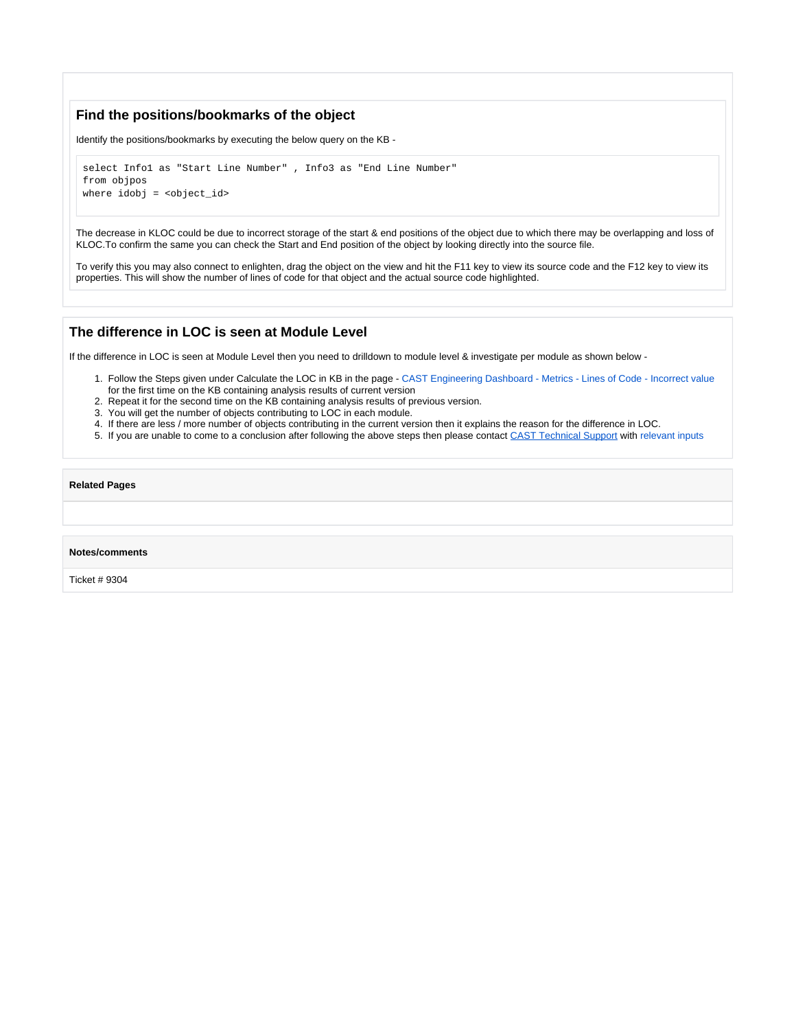## Find the positions/bookmarks of the object

Identify the positions/bookmarks by executing the below query on the KB -

```
select Info1 as "Start Line Number" , Info3 as "End Line Number"
from objpos
where idobj = <object_id>
```

The decrease in KLOC could be due to incorrect storage of the start & end positions of the object due to which there may be overlapping and loss of KLOC.To confirm the same you can check the Start and End position of the object by looking directly into the source file.

To verify this you may also connect to enlighten, drag the object on the view and hit the F11 key to view its source code and the F12 key to view its properties. This will show the number of lines of code for that object and the actual source code highlighted.

## The difference in LOC is seen at Module Level

If the difference in LOC is seen at Module Level then you need to drilldown to module level & investigate per module as shown below -

1. Follow the Steps given under Calculate the LOC in KB in the page - CAST Engineering Dashboard - Metrics - Lines of Code - Incorrect value for the first time on the KB containing analysis results of current version
2. Repeat it for the second time on the KB containing analysis results of previous version.
3. You will get the number of objects contributing to LOC in each module.
4. If there are less / more number of objects contributing in the current version then it explains the reason for the difference in LOC.
5. If you are unable to come to a conclusion after following the above steps then please contact CAST Technical Support with relevant inputs

**Related Pages**

**Notes/comments**

Ticket # 9304